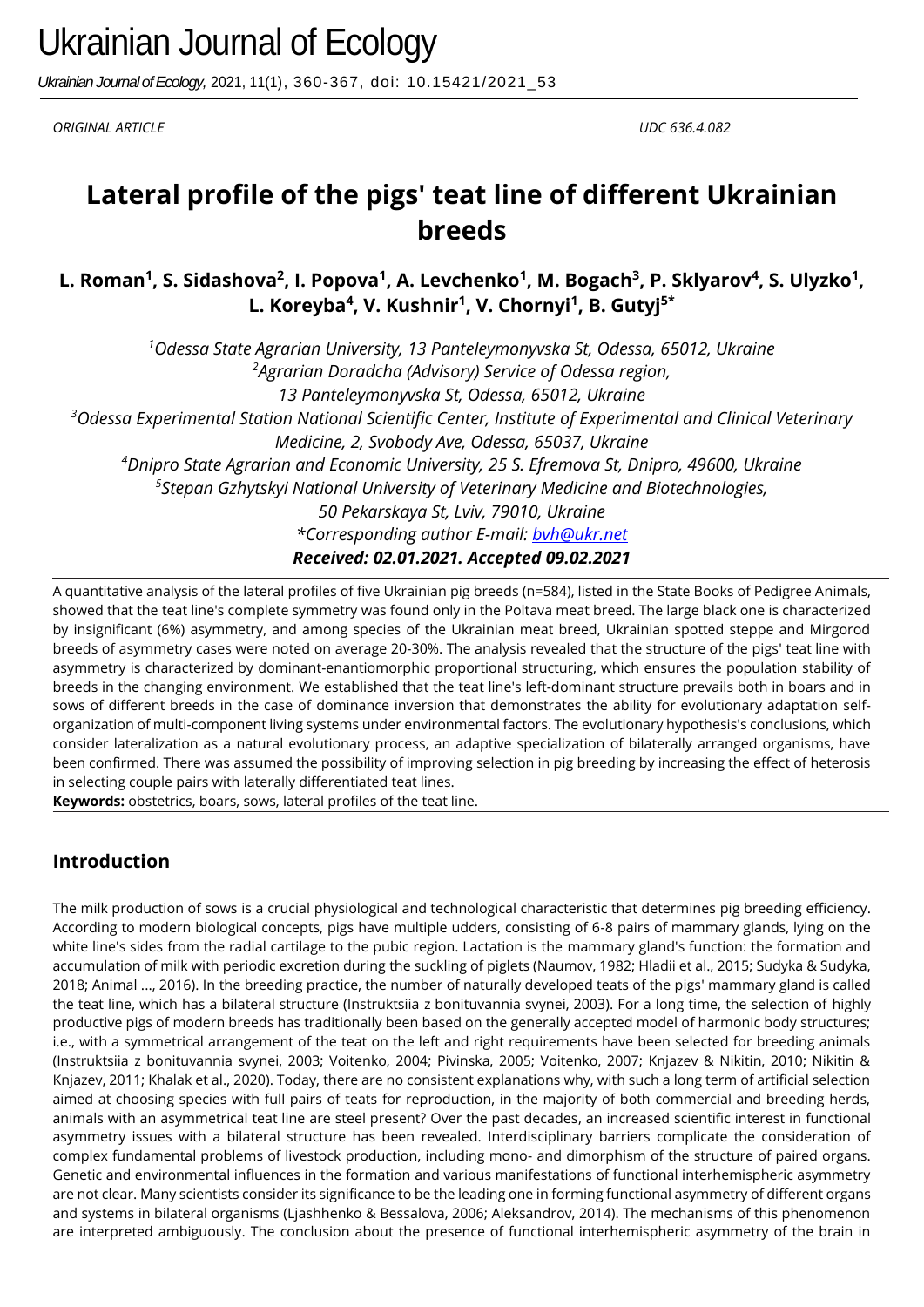# Ukrainian Journal of Ecology

*Ukrainian Journal of Ecology*, 2021, 11(1), 360-367, doi: 10.15421/2021_53

*ORIGINAL ARTICLE* *UDC 636.4.082*

# Lateral profile of the pigs' teat line of different Ukrainian breeds

**L. Roman[1], S. Sidashova[2], I. Popova[1], A. Levchenko[1], M. Bogach[3], P. Sklyarov[4], S. Ulyzko[1], L. Koreyba[4], V. Kushnir[1], V. Chornyi[1], B. Gutyj[5]***

*[1]Odessa State Agrarian University, 13 Panteleymonyvska St, Odessa, 65012, Ukraine*
*[2]Agrarian Doradcha (Advisory) Service of Odessa region, 13 Panteleymonyvska St, Odessa, 65012, Ukraine*
*[3]Odessa Experimental Station National Scientific Center, Institute of Experimental and Clinical Veterinary Medicine, 2, Svobody Ave, Odessa, 65037, Ukraine*
*[4]Dnipro State Agrarian and Economic University, 25 S. Efremova St, Dnipro, 49600, Ukraine*
*[5]Stepan Gzhytskyi National University of Veterinary Medicine and Biotechnologies, 50 Pekarskaya St, Lviv, 79010, Ukraine*
*\*Corresponding author E-mail: bvh@ukr.net*
***Received: 02.01.2021. Accepted 09.02.2021***

A quantitative analysis of the lateral profiles of five Ukrainian pig breeds (n=584), listed in the State Books of Pedigree Animals, showed that the teat line's complete symmetry was found only in the Poltava meat breed. The large black one is characterized by insignificant (6%) asymmetry, and among species of the Ukrainian meat breed, Ukrainian spotted steppe and Mirgorod breeds of asymmetry cases were noted on average 20-30%. The analysis revealed that the structure of the pigs' teat line with asymmetry is characterized by dominant-enantiomorphic proportional structuring, which ensures the population stability of breeds in the changing environment. We established that the teat line's left-dominant structure prevails both in boars and in sows of different breeds in the case of dominance inversion that demonstrates the ability for evolutionary adaptation self-organization of multi-component living systems under environmental factors. The evolutionary hypothesis's conclusions, which consider lateralization as a natural evolutionary process, an adaptive specialization of bilaterally arranged organisms, have been confirmed. There was assumed the possibility of improving selection in pig breeding by increasing the effect of heterosis in selecting couple pairs with laterally differentiated teat lines.

**Keywords:** obstetrics, boars, sows, lateral profiles of the teat line.

## Introduction

The milk production of sows is a crucial physiological and technological characteristic that determines pig breeding efficiency. According to modern biological concepts, pigs have multiple udders, consisting of 6-8 pairs of mammary glands, lying on the white line's sides from the radial cartilage to the pubic region. Lactation is the mammary gland's function: the formation and accumulation of milk with periodic excretion during the suckling of piglets (Naumov, 1982; Hladii et al., 2015; Sudyka & Sudyka, 2018; Animal ..., 2016). In the breeding practice, the number of naturally developed teats of the pigs' mammary gland is called the teat line, which has a bilateral structure (Instruktsiia z bonituvannia svynei, 2003). For a long time, the selection of highly productive pigs of modern breeds has traditionally been based on the generally accepted model of harmonic body structures; i.e., with a symmetrical arrangement of the teat on the left and right requirements have been selected for breeding animals (Instruktsiia z bonituvannia svynei, 2003; Voitenko, 2004; Pivinska, 2005; Voitenko, 2007; Knjazev & Nikitin, 2010; Nikitin & Knjazev, 2011; Khalak et al., 2020). Today, there are no consistent explanations why, with such a long term of artificial selection aimed at choosing species with full pairs of teats for reproduction, in the majority of both commercial and breeding herds, animals with an asymmetrical teat line are steel present? Over the past decades, an increased scientific interest in functional asymmetry issues with a bilateral structure has been revealed. Interdisciplinary barriers complicate the consideration of complex fundamental problems of livestock production, including mono- and dimorphism of the structure of paired organs. Genetic and environmental influences in the formation and various manifestations of functional interhemispheric asymmetry are not clear. Many scientists consider its significance to be the leading one in forming functional asymmetry of different organs and systems in bilateral organisms (Ljashhenko & Bessalova, 2006; Aleksandrov, 2014). The mechanisms of this phenomenon are interpreted ambiguously. The conclusion about the presence of functional interhemispheric asymmetry of the brain in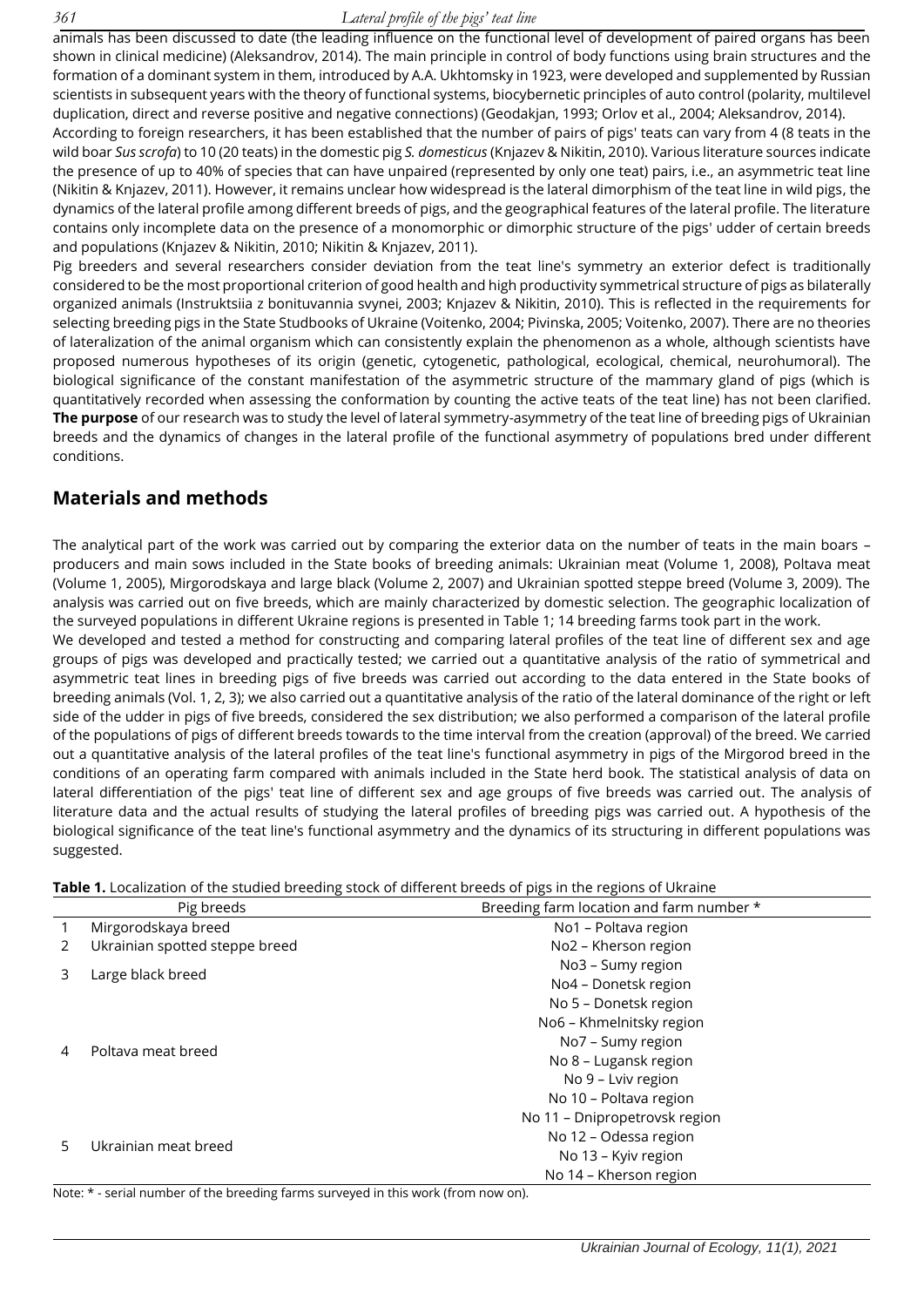animals has been discussed to date (the leading influence on the functional level of development of paired organs has been shown in clinical medicine) (Aleksandrov, 2014). The main principle in control of body functions using brain structures and the formation of a dominant system in them, introduced by A.A. Ukhtomsky in 1923, were developed and supplemented by Russian scientists in subsequent years with the theory of functional systems, biocybernetic principles of auto control (polarity, multilevel duplication, direct and reverse positive and negative connections) (Geodakjan, 1993; Orlov et al., 2004; Aleksandrov, 2014).

According to foreign researchers, it has been established that the number of pairs of pigs' teats can vary from 4 (8 teats in the wild boar *Sus scrofa*) to 10 (20 teats) in the domestic pig *S. domesticus* (Knjazev & Nikitin, 2010). Various literature sources indicate the presence of up to 40% of species that can have unpaired (represented by only one teat) pairs, i.e., an asymmetric teat line (Nikitin & Knjazev, 2011). However, it remains unclear how widespread is the lateral dimorphism of the teat line in wild pigs, the dynamics of the lateral profile among different breeds of pigs, and the geographical features of the lateral profile. The literature contains only incomplete data on the presence of a monomorphic or dimorphic structure of the pigs' udder of certain breeds and populations (Knjazev & Nikitin, 2010; Nikitin & Knjazev, 2011).

Pig breeders and several researchers consider deviation from the teat line's symmetry an exterior defect is traditionally considered to be the most proportional criterion of good health and high productivity symmetrical structure of pigs as bilaterally organized animals (Instruktsiia z bonituvannia svynei, 2003; Knjazev & Nikitin, 2010). This is reflected in the requirements for selecting breeding pigs in the State Studbooks of Ukraine (Voitenko, 2004; Pivinska, 2005; Voitenko, 2007). There are no theories of lateralization of the animal organism which can consistently explain the phenomenon as a whole, although scientists have proposed numerous hypotheses of its origin (genetic, cytogenetic, pathological, ecological, chemical, neurohumoral). The biological significance of the constant manifestation of the asymmetric structure of the mammary gland of pigs (which is quantitatively recorded when assessing the conformation by counting the active teats of the teat line) has not been clarified. **The purpose** of our research was to study the level of lateral symmetry-asymmetry of the teat line of breeding pigs of Ukrainian breeds and the dynamics of changes in the lateral profile of the functional asymmetry of populations bred under different conditions.

## Materials and methods

The analytical part of the work was carried out by comparing the exterior data on the number of teats in the main boars – producers and main sows included in the State books of breeding animals: Ukrainian meat (Volume 1, 2008), Poltava meat (Volume 1, 2005), Mirgorodskaya and large black (Volume 2, 2007) and Ukrainian spotted steppe breed (Volume 3, 2009). The analysis was carried out on five breeds, which are mainly characterized by domestic selection. The geographic localization of the surveyed populations in different Ukraine regions is presented in Table 1; 14 breeding farms took part in the work.

We developed and tested a method for constructing and comparing lateral profiles of the teat line of different sex and age groups of pigs was developed and practically tested; we carried out a quantitative analysis of the ratio of symmetrical and asymmetric teat lines in breeding pigs of five breeds was carried out according to the data entered in the State books of breeding animals (Vol. 1, 2, 3); we also carried out a quantitative analysis of the ratio of the lateral dominance of the right or left side of the udder in pigs of five breeds, considered the sex distribution; we also performed a comparison of the lateral profile of the populations of pigs of different breeds towards to the time interval from the creation (approval) of the breed. We carried out a quantitative analysis of the lateral profiles of the teat line's functional asymmetry in pigs of the Mirgorod breed in the conditions of an operating farm compared with animals included in the State herd book. The statistical analysis of data on lateral differentiation of the pigs' teat line of different sex and age groups of five breeds was carried out. The analysis of literature data and the actual results of studying the lateral profiles of breeding pigs was carried out. A hypothesis of the biological significance of the teat line's functional asymmetry and the dynamics of its structuring in different populations was suggested.

**Table 1.** Localization of the studied breeding stock of different breeds of pigs in the regions of Ukraine

| | Pig breeds | Breeding farm location and farm number * |
|---|---|---|
| 1 | Mirgorodskaya breed | No1 – Poltava region |
| 2 | Ukrainian spotted steppe breed | No2 – Kherson region |
| 3 | Large black breed | No3 – Sumy region |
| | | No4 – Donetsk region |
| 4 | Poltava meat breed | No 5 – Donetsk region |
| | | No6 – Khmelnitsky region |
| | | No7 – Sumy region |
| | | No 8 – Lugansk region |
| | | No 9 – Lviv region |
| | | No 10 – Poltava region |
| 5 | Ukrainian meat breed | No 11 – Dnipropetrovsk region |
| | | No 12 – Odessa region |
| | | No 13 – Kyiv region |
| | | No 14 – Kherson region |

Note: * - serial number of the breeding farms surveyed in this work (from now on).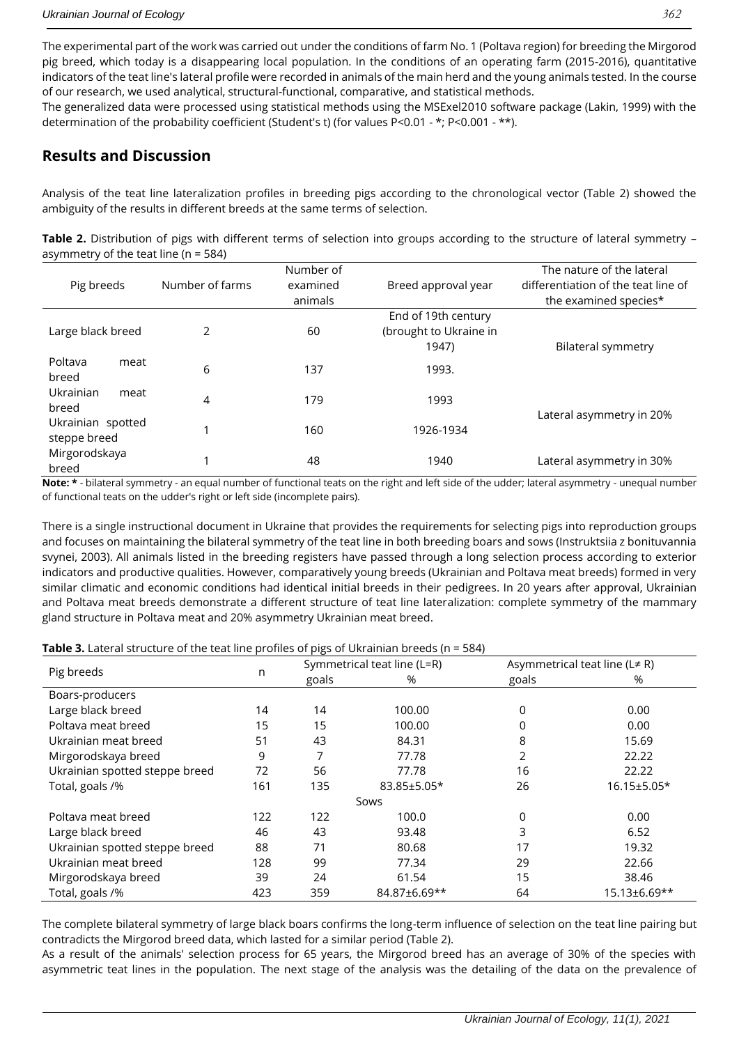The experimental part of the work was carried out under the conditions of farm No. 1 (Poltava region) for breeding the Mirgorod pig breed, which today is a disappearing local population. In the conditions of an operating farm (2015-2016), quantitative indicators of the teat line's lateral profile were recorded in animals of the main herd and the young animals tested. In the course of our research, we used analytical, structural-functional, comparative, and statistical methods.

The generalized data were processed using statistical methods using the MSExel2010 software package (Lakin, 1999) with the determination of the probability coefficient (Student's t) (for values P<0.01 - *; P<0.001 - **).

## Results and Discussion

Analysis of the teat line lateralization profiles in breeding pigs according to the chronological vector (Table 2) showed the ambiguity of the results in different breeds at the same terms of selection.

**Table 2.** Distribution of pigs with different terms of selection into groups according to the structure of lateral symmetry – asymmetry of the teat line (n = 584)

| Pig breeds | Number of farms | Number of examined animals | Breed approval year | The nature of the lateral differentiation of the teat line of the examined species* |
|---|---|---|---|---|
| Large black breed | 2 | 60 | End of 19th century (brought to Ukraine in 1947) | Bilateral symmetry |
| Poltava meat breed | 6 | 137 | 1993. | |
| Ukrainian meat breed | 4 | 179 | 1993 | Lateral asymmetry in 20% |
| Ukrainian spotted steppe breed | 1 | 160 | 1926-1934 | |
| Mirgorodskaya breed | 1 | 48 | 1940 | Lateral asymmetry in 30% |

**Note: *** - bilateral symmetry - an equal number of functional teats on the right and left side of the udder; lateral asymmetry - unequal number of functional teats on the udder's right or left side (incomplete pairs).

There is a single instructional document in Ukraine that provides the requirements for selecting pigs into reproduction groups and focuses on maintaining the bilateral symmetry of the teat line in both breeding boars and sows (Instruktsiia z bonituvannia svynei, 2003). All animals listed in the breeding registers have passed through a long selection process according to exterior indicators and productive qualities. However, comparatively young breeds (Ukrainian and Poltava meat breeds) formed in very similar climatic and economic conditions had identical initial breeds in their pedigrees. In 20 years after approval, Ukrainian and Poltava meat breeds demonstrate a different structure of teat line lateralization: complete symmetry of the mammary gland structure in Poltava meat and 20% asymmetry Ukrainian meat breed.

**Table 3.** Lateral structure of the teat line profiles of pigs of Ukrainian breeds (n = 584)

| Pig breeds | n | Symmetrical teat line (L=R) | | Asymmetrical teat line (L≠ R) | |
|---|---|---|---|---|---|
| | | goals | % | goals | % |
| Boars-producers | | | | | |
| Large black breed | 14 | 14 | 100.00 | 0 | 0.00 |
| Poltava meat breed | 15 | 15 | 100.00 | 0 | 0.00 |
| Ukrainian meat breed | 51 | 43 | 84.31 | 8 | 15.69 |
| Mirgorodskaya breed | 9 | 7 | 77.78 | 2 | 22.22 |
| Ukrainian spotted steppe breed | 72 | 56 | 77.78 | 16 | 22.22 |
| Total, goals /% | 161 | 135 | 83.85±5.05* | 26 | 16.15±5.05* |
| Sows | | | | | |
| Poltava meat breed | 122 | 122 | 100.0 | 0 | 0.00 |
| Large black breed | 46 | 43 | 93.48 | 3 | 6.52 |
| Ukrainian spotted steppe breed | 88 | 71 | 80.68 | 17 | 19.32 |
| Ukrainian meat breed | 128 | 99 | 77.34 | 29 | 22.66 |
| Mirgorodskaya breed | 39 | 24 | 61.54 | 15 | 38.46 |
| Total, goals /% | 423 | 359 | 84.87±6.69** | 64 | 15.13±6.69** |

The complete bilateral symmetry of large black boars confirms the long-term influence of selection on the teat line pairing but contradicts the Mirgorod breed data, which lasted for a similar period (Table 2).

As a result of the animals' selection process for 65 years, the Mirgorod breed has an average of 30% of the species with asymmetric teat lines in the population. The next stage of the analysis was the detailing of the data on the prevalence of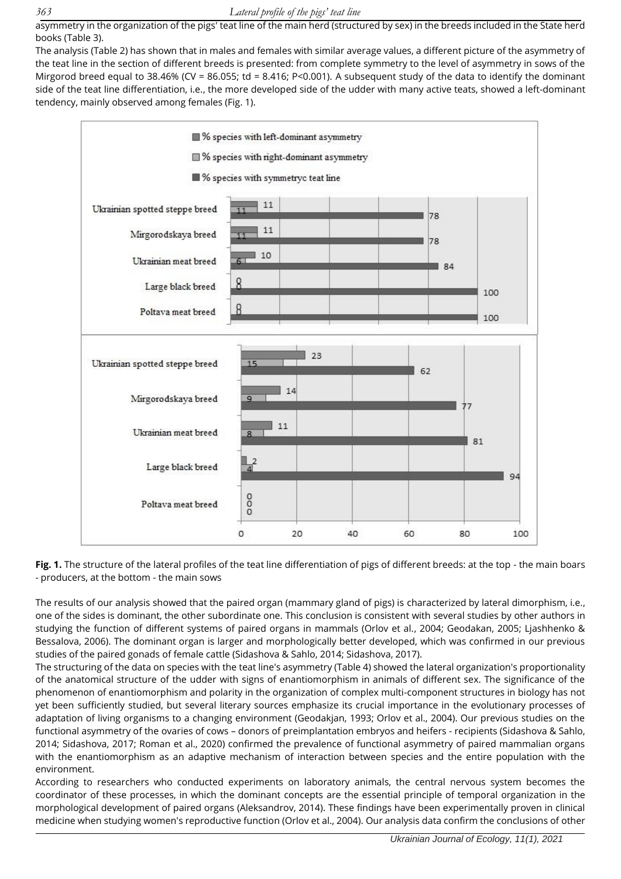asymmetry in the organization of the pigs' teat line of the main herd (structured by sex) in the breeds included in the State herd books (Table 3).

The analysis (Table 2) has shown that in males and females with similar average values, a different picture of the asymmetry of the teat line in the section of different breeds is presented: from complete symmetry to the level of asymmetry in sows of the Mirgorod breed equal to 38.46% (CV = 86.055; td = 8.416; P<0.001). A subsequent study of the data to identify the dominant side of the teat line differentiation, i.e., the more developed side of the udder with many active teats, showed a left-dominant tendency, mainly observed among females (Fig. 1).

**Fig. 1.** The structure of the lateral profiles of the teat line differentiation of pigs of different breeds: at the top - the main boars - producers, at the bottom - the main sows

The results of our analysis showed that the paired organ (mammary gland of pigs) is characterized by lateral dimorphism, i.e., one of the sides is dominant, the other subordinate one. This conclusion is consistent with several studies by other authors in studying the function of different systems of paired organs in mammals (Orlov et al., 2004; Geodakan, 2005; Ljashhenko & Bessalova, 2006). The dominant organ is larger and morphologically better developed, which was confirmed in our previous studies of the paired gonads of female cattle (Sidashova & Sahlo, 2014; Sidashova, 2017).

The structuring of the data on species with the teat line's asymmetry (Table 4) showed the lateral organization's proportionality of the anatomical structure of the udder with signs of enantiomorphism in animals of different sex. The significance of the phenomenon of enantiomorphism and polarity in the organization of complex multi-component structures in biology has not yet been sufficiently studied, but several literary sources emphasize its crucial importance in the evolutionary processes of adaptation of living organisms to a changing environment (Geodakjan, 1993; Orlov et al., 2004). Our previous studies on the functional asymmetry of the ovaries of cows – donors of preimplantation embryos and heifers - recipients (Sidashova & Sahlo, 2014; Sidashova, 2017; Roman et al., 2020) confirmed the prevalence of functional asymmetry of paired mammalian organs with the enantiomorphism as an adaptive mechanism of interaction between species and the entire population with the environment.

According to researchers who conducted experiments on laboratory animals, the central nervous system becomes the coordinator of these processes, in which the dominant concepts are the essential principle of temporal organization in the morphological development of paired organs (Aleksandrov, 2014). These findings have been experimentally proven in clinical medicine when studying women's reproductive function (Orlov et al., 2004). Our analysis data confirm the conclusions of other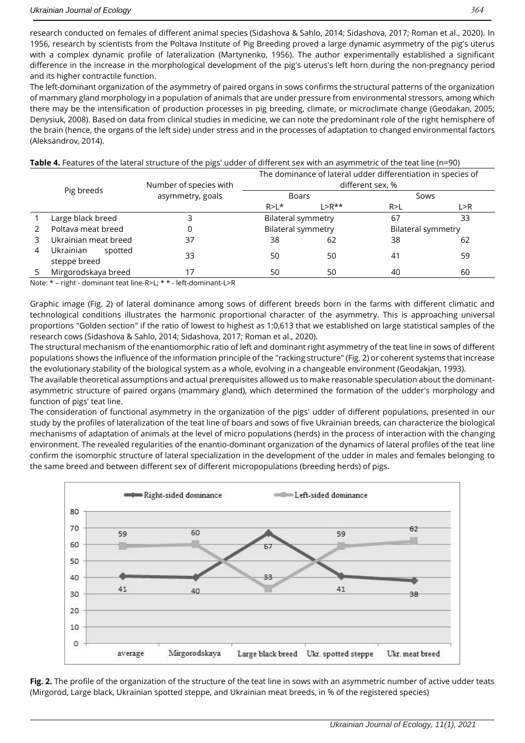research conducted on females of different animal species (Sidashova & Sahlo, 2014; Sidashova, 2017; Roman et al., 2020). In 1956, research by scientists from the Poltava Institute of Pig Breeding proved a large dynamic asymmetry of the pig's uterus with a complex dynamic profile of lateralization (Martynenko, 1956). The author experimentally established a significant difference in the increase in the morphological development of the pig's uterus's left horn during the non-pregnancy period and its higher contractile function.

The left-dominant organization of the asymmetry of paired organs in sows confirms the structural patterns of the organization of mammary gland morphology in a population of animals that are under pressure from environmental stressors, among which there may be the intensification of production processes in pig breeding, climate, or microclimate change (Geodakan, 2005; Denysiuk, 2008). Based on data from clinical studies in medicine, we can note the predominant role of the right hemisphere of the brain (hence, the organs of the left side) under stress and in the processes of adaptation to changed environmental factors (Aleksandrov, 2014).

**Table 4.** Features of the lateral structure of the pigs' udder of different sex with an asymmetric of the teat line (n=90)

| | Pig breeds | Number of species with asymmetry, goals | The dominance of lateral udder differentiation in species of different sex, % | | | |
|---|---|---|---|---|---|---|
| | | | Boars | | Sows | |
| | | | R>L* | L>R** | R>L | L>R |
| 1 | Large black breed | 3 | Bilateral symmetry | | 67 | 33 |
| 2 | Poltava meat breed | 0 | Bilateral symmetry | | Bilateral symmetry | |
| 3 | Ukrainian meat breed | 37 | 38 | 62 | 38 | 62 |
| 4 | Ukrainian spotted steppe breed | 33 | 50 | 50 | 41 | 59 |
| 5 | Mirgorodskaya breed | 17 | 50 | 50 | 40 | 60 |

Note: * – right - dominant teat line-R>L; * * - left-dominant-L>R

Graphic image (Fig. 2) of lateral dominance among sows of different breeds born in the farms with different climatic and technological conditions illustrates the harmonic proportional character of the asymmetry. This is approaching universal proportions "Golden section" if the ratio of lowest to highest as 1:0,613 that we established on large statistical samples of the research cows (Sidashova & Sahlo, 2014; Sidashova, 2017; Roman et al., 2020).

The structural mechanism of the enantiomorphic ratio of left and dominant right asymmetry of the teat line in sows of different populations shows the influence of the information principle of the "racking structure" (Fig. 2) or coherent systems that increase the evolutionary stability of the biological system as a whole, evolving in a changeable environment (Geodakjan, 1993).

The available theoretical assumptions and actual prerequisites allowed us to make reasonable speculation about the dominant-asymmetric structure of paired organs (mammary gland), which determined the formation of the udder's morphology and function of pigs' teat line.

The consideration of functional asymmetry in the organization of the pigs' udder of different populations, presented in our study by the profiles of lateralization of the teat line of boars and sows of five Ukrainian breeds, can characterize the biological mechanisms of adaptation of animals at the level of micro populations (herds) in the process of interaction with the changing environment. The revealed regularities of the enantio-dominant organization of the dynamics of lateral profiles of the teat line confirm the isomorphic structure of lateral specialization in the development of the udder in males and females belonging to the same breed and between different sex of different micropopulations (breeding herds) of pigs.

**Fig. 2.** The profile of the organization of the structure of the teat line in sows with an asymmetric number of active udder teats (Mirgorod, Large black, Ukrainian spotted steppe, and Ukrainian meat breeds, in % of the registered species)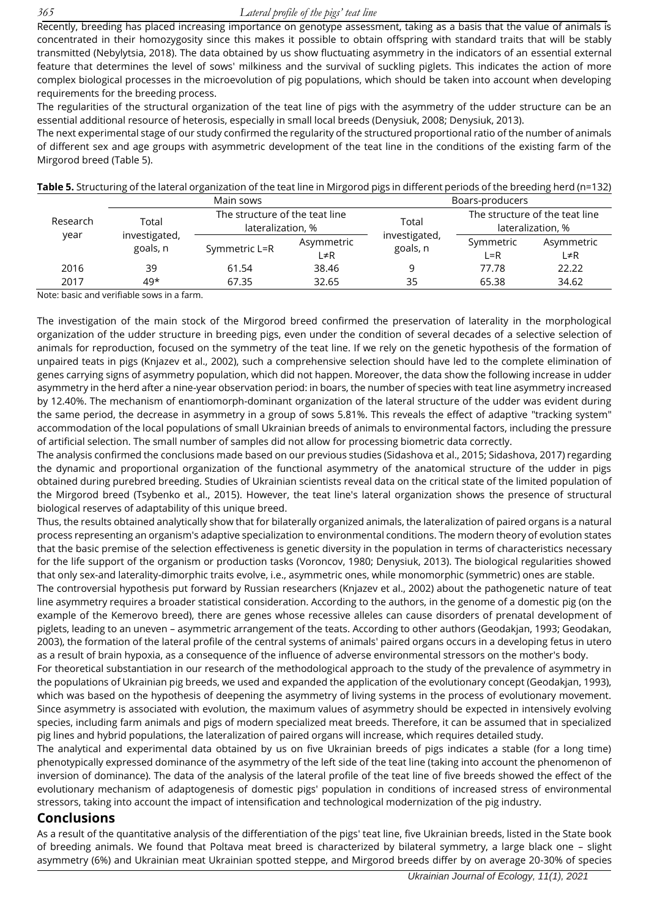Recently, breeding has placed increasing importance on genotype assessment, taking as a basis that the value of animals is concentrated in their homozygosity since this makes it possible to obtain offspring with standard traits that will be stably transmitted (Nebylytsia, 2018). The data obtained by us show fluctuating asymmetry in the indicators of an essential external feature that determines the level of sows' milkiness and the survival of suckling piglets. This indicates the action of more complex biological processes in the microevolution of pig populations, which should be taken into account when developing requirements for the breeding process.

The regularities of the structural organization of the teat line of pigs with the asymmetry of the udder structure can be an essential additional resource of heterosis, especially in small local breeds (Denysiuk, 2008; Denysiuk, 2013).

The next experimental stage of our study confirmed the regularity of the structured proportional ratio of the number of animals of different sex and age groups with asymmetric development of the teat line in the conditions of the existing farm of the Mirgorod breed (Table 5).

**Table 5.** Structuring of the lateral organization of the teat line in Mirgorod pigs in different periods of the breeding herd (n=132)

| Research year | Main sows | | | Boars-producers | | |
|---|---|---|---|---|---|---|
| | Total investigated, goals, n | The structure of the teat line lateralization, % | | Total investigated, goals, n | The structure of the teat line lateralization, % | |
| | | Symmetric L=R | Asymmetric L≠R | | Symmetric L=R | Asymmetric L≠R |
| 2016 | 39 | 61.54 | 38.46 | 9 | 77.78 | 22.22 |
| 2017 | 49* | 67.35 | 32.65 | 35 | 65.38 | 34.62 |

Note: basic and verifiable sows in a farm.

The investigation of the main stock of the Mirgorod breed confirmed the preservation of laterality in the morphological organization of the udder structure in breeding pigs, even under the condition of several decades of a selective selection of animals for reproduction, focused on the symmetry of the teat line. If we rely on the genetic hypothesis of the formation of unpaired teats in pigs (Knjazev et al., 2002), such a comprehensive selection should have led to the complete elimination of genes carrying signs of asymmetry population, which did not happen. Moreover, the data show the following increase in udder asymmetry in the herd after a nine-year observation period: in boars, the number of species with teat line asymmetry increased by 12.40%. The mechanism of enantiomorph-dominant organization of the lateral structure of the udder was evident during the same period, the decrease in asymmetry in a group of sows 5.81%. This reveals the effect of adaptive "tracking system" accommodation of the local populations of small Ukrainian breeds of animals to environmental factors, including the pressure of artificial selection. The small number of samples did not allow for processing biometric data correctly.

The analysis confirmed the conclusions made based on our previous studies (Sidashova et al., 2015; Sidashova, 2017) regarding the dynamic and proportional organization of the functional asymmetry of the anatomical structure of the udder in pigs obtained during purebred breeding. Studies of Ukrainian scientists reveal data on the critical state of the limited population of the Mirgorod breed (Tsybenko et al., 2015). However, the teat line's lateral organization shows the presence of structural biological reserves of adaptability of this unique breed.

Thus, the results obtained analytically show that for bilaterally organized animals, the lateralization of paired organs is a natural process representing an organism's adaptive specialization to environmental conditions. The modern theory of evolution states that the basic premise of the selection effectiveness is genetic diversity in the population in terms of characteristics necessary for the life support of the organism or production tasks (Voroncov, 1980; Denysiuk, 2013). The biological regularities showed that only sex-and laterality-dimorphic traits evolve, i.e., asymmetric ones, while monomorphic (symmetric) ones are stable.

The controversial hypothesis put forward by Russian researchers (Knjazev et al., 2002) about the pathogenetic nature of teat line asymmetry requires a broader statistical consideration. According to the authors, in the genome of a domestic pig (on the example of the Kemerovo breed), there are genes whose recessive alleles can cause disorders of prenatal development of piglets, leading to an uneven – asymmetric arrangement of the teats. According to other authors (Geodakjan, 1993; Geodakan, 2003), the formation of the lateral profile of the central systems of animals' paired organs occurs in a developing fetus in utero as a result of brain hypoxia, as a consequence of the influence of adverse environmental stressors on the mother's body.

For theoretical substantiation in our research of the methodological approach to the study of the prevalence of asymmetry in the populations of Ukrainian pig breeds, we used and expanded the application of the evolutionary concept (Geodakjan, 1993), which was based on the hypothesis of deepening the asymmetry of living systems in the process of evolutionary movement. Since asymmetry is associated with evolution, the maximum values of asymmetry should be expected in intensively evolving species, including farm animals and pigs of modern specialized meat breeds. Therefore, it can be assumed that in specialized pig lines and hybrid populations, the lateralization of paired organs will increase, which requires detailed study.

The analytical and experimental data obtained by us on five Ukrainian breeds of pigs indicates a stable (for a long time) phenotypically expressed dominance of the asymmetry of the left side of the teat line (taking into account the phenomenon of inversion of dominance). The data of the analysis of the lateral profile of the teat line of five breeds showed the effect of the evolutionary mechanism of adaptogenesis of domestic pigs' population in conditions of increased stress of environmental stressors, taking into account the impact of intensification and technological modernization of the pig industry.

## Conclusions

As a result of the quantitative analysis of the differentiation of the pigs' teat line, five Ukrainian breeds, listed in the State book of breeding animals. We found that Poltava meat breed is characterized by bilateral symmetry, a large black one – slight asymmetry (6%) and Ukrainian meat Ukrainian spotted steppe, and Mirgorod breeds differ by on average 20-30% of species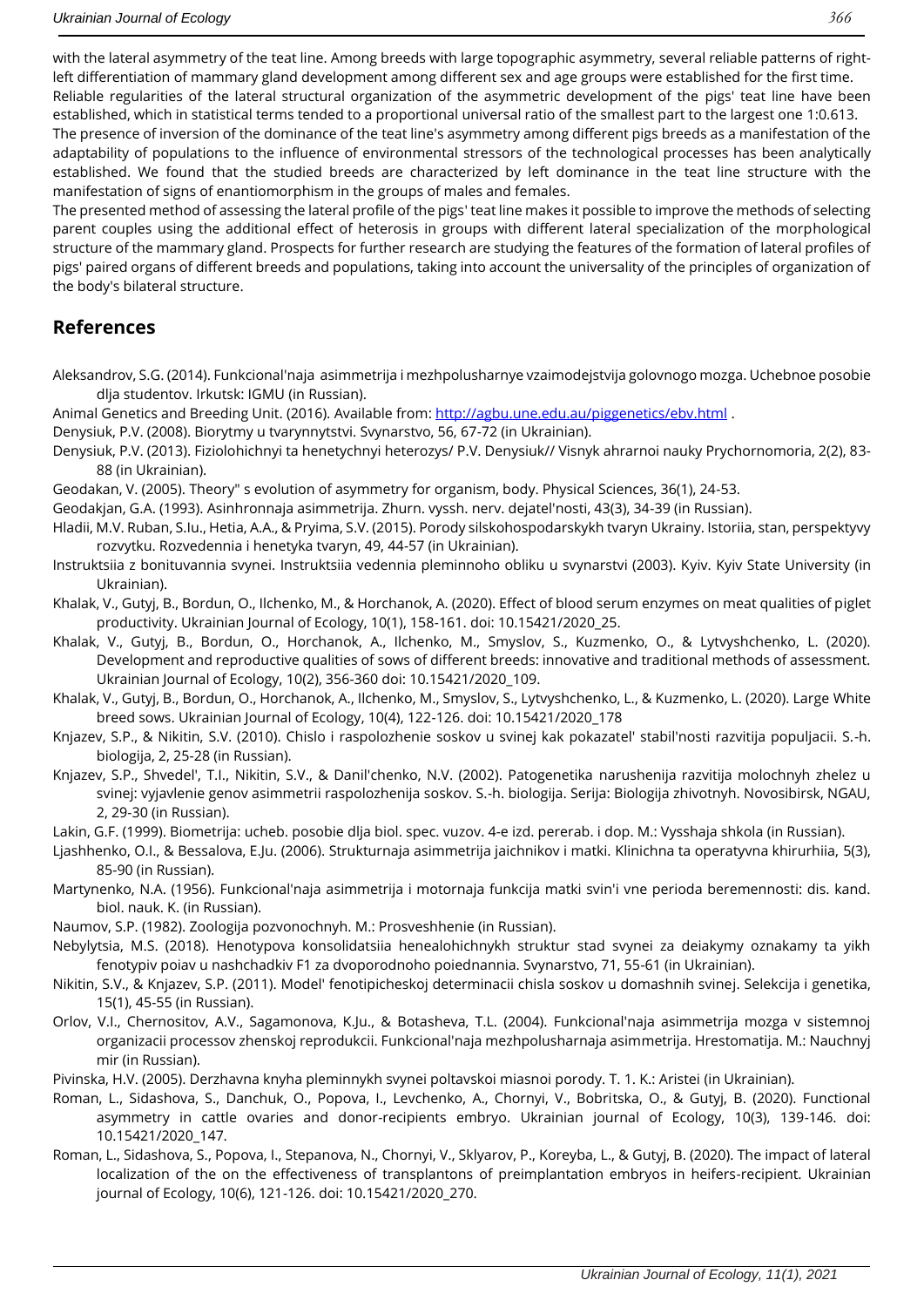with the lateral asymmetry of the teat line. Among breeds with large topographic asymmetry, several reliable patterns of right-left differentiation of mammary gland development among different sex and age groups were established for the first time.

Reliable regularities of the lateral structural organization of the asymmetric development of the pigs' teat line have been established, which in statistical terms tended to a proportional universal ratio of the smallest part to the largest one 1:0.613.

The presence of inversion of the dominance of the teat line's asymmetry among different pigs breeds as a manifestation of the adaptability of populations to the influence of environmental stressors of the technological processes has been analytically established. We found that the studied breeds are characterized by left dominance in the teat line structure with the manifestation of signs of enantiomorphism in the groups of males and females.

The presented method of assessing the lateral profile of the pigs' teat line makes it possible to improve the methods of selecting parent couples using the additional effect of heterosis in groups with different lateral specialization of the morphological structure of the mammary gland. Prospects for further research are studying the features of the formation of lateral profiles of pigs' paired organs of different breeds and populations, taking into account the universality of the principles of organization of the body's bilateral structure.

## References

Aleksandrov, S.G. (2014). Funkcional'naja asimmetrija i mezhpolusharnye vzaimodejstvija golovnogo mozga. Uchebnoe posobie dlja studentov. Irkutsk: IGMU (in Russian).

Animal Genetics and Breeding Unit. (2016). Available from: http://agbu.une.edu.au/piggenetics/ebv.html .

Denysiuk, P.V. (2008). Biorytmy u tvarynnytstvi. Svynarstvo, 56, 67-72 (in Ukrainian).

Denysiuk, P.V. (2013). Fiziolohichnyi ta henetychnyi heterozys/ P.V. Denysiuk// Visnyk ahrarnoi nauky Prychornomoria, 2(2), 83-88 (in Ukrainian).

Geodakan, V. (2005). Theory" s evolution of asymmetry for organism, body. Physical Sciences, 36(1), 24-53.

Geodakjan, G.A. (1993). Asinhronnaja asimmetrija. Zhurn. vyssh. nerv. dejatel'nosti, 43(3), 34-39 (in Russian).

Hladii, M.V. Ruban, S.Iu., Hetia, A.A., & Pryima, S.V. (2015). Porody silskohospodarskykh tvaryn Ukrainy. Istoriia, stan, perspektyvy rozvytku. Rozvedennia i henetyka tvaryn, 49, 44-57 (in Ukrainian).

Instruktsiia z bonituvannia svynei. Instruktsiia vedennia pleminnoho obliku u svynarstvi (2003). Kyiv. Kyiv State University (in Ukrainian).

Khalak, V., Gutyj, B., Bordun, O., Ilchenko, M., & Horchanok, A. (2020). Effect of blood serum enzymes on meat qualities of piglet productivity. Ukrainian Journal of Ecology, 10(1), 158-161. doi: 10.15421/2020_25.

Khalak, V., Gutyj, B., Bordun, O., Horchanok, A., Ilchenko, M., Smyslov, S., Kuzmenko, O., & Lytvyshchenko, L. (2020). Development and reproductive qualities of sows of different breeds: innovative and traditional methods of assessment. Ukrainian Journal of Ecology, 10(2), 356-360 doi: 10.15421/2020_109.

Khalak, V., Gutyj, B., Bordun, O., Horchanok, A., Ilchenko, M., Smyslov, S., Lytvyshchenko, L., & Kuzmenko, L. (2020). Large White breed sows. Ukrainian Journal of Ecology, 10(4), 122-126. doi: 10.15421/2020_178

Knjazev, S.P., & Nikitin, S.V. (2010). Chislo i raspolozhenie soskov u svinej kak pokazatel' stabil'nosti razvitija populjacii. S.-h. biologija, 2, 25-28 (in Russian).

Knjazev, S.P., Shvedel', T.I., Nikitin, S.V., & Danil'chenko, N.V. (2002). Patogenetika narushenija razvitija molochnyh zhelez u svinej: vyjavlenie genov asimmetrii raspolozhenija soskov. S.-h. biologija. Serija: Biologija zhivotnyh. Novosibirsk, NGAU, 2, 29-30 (in Russian).

Lakin, G.F. (1999). Biometrija: ucheb. posobie dlja biol. spec. vuzov. 4-e izd. pererab. i dop. M.: Vysshaja shkola (in Russian).

Ljashhenko, O.I., & Bessalova, E.Ju. (2006). Strukturnaja asimmetrija jaichnikov i matki. Klinichna ta operatyvna khirurhiia, 5(3), 85-90 (in Russian).

Martynenko, N.A. (1956). Funkcional'naja asimmetrija i motornaja funkcija matki svin'i vne perioda beremennosti: dis. kand. biol. nauk. K. (in Russian).

Naumov, S.P. (1982). Zoologija pozvonochnyh. M.: Prosveshhenie (in Russian).

Nebylytsia, M.S. (2018). Henotypova konsolidatsiia henealohichnykh struktur stad svynei za deiakymy oznakamy ta yikh fenotypiv poiav u nashchadkiv F1 za dvoporodnoho poiednannia. Svynarstvo, 71, 55-61 (in Ukrainian).

Nikitin, S.V., & Knjazev, S.P. (2011). Model' fenotipicheskoj determinacii chisla soskov u domashnih svinej. Selekcija i genetika, 15(1), 45-55 (in Russian).

Orlov, V.I., Chernositov, A.V., Sagamonova, K.Ju., & Botasheva, T.L. (2004). Funkcional'naja asimmetrija mozga v sistemnoj organizacii processov zhenskoj reprodukcii. Funkcional'naja mezhpolusharnaja asimmetrija. Hrestomatija. M.: Nauchnyj mir (in Russian).

Pivinska, H.V. (2005). Derzhavna knyha pleminnykh svynei poltavskoi miasnoi porody. T. 1. K.: Aristei (in Ukrainian).

Roman, L., Sidashova, S., Danchuk, O., Popova, I., Levchenko, A., Chornyi, V., Bobritska, O., & Gutyj, B. (2020). Functional asymmetry in cattle ovaries and donor-recipients embryo. Ukrainian journal of Ecology, 10(3), 139-146. doi: 10.15421/2020_147.

Roman, L., Sidashova, S., Popova, I., Stepanova, N., Chornyi, V., Sklyarov, P., Koreyba, L., & Gutyj, B. (2020). The impact of lateral localization of the on the effectiveness of transplantons of preimplantation embryos in heifers-recipient. Ukrainian journal of Ecology, 10(6), 121-126. doi: 10.15421/2020_270.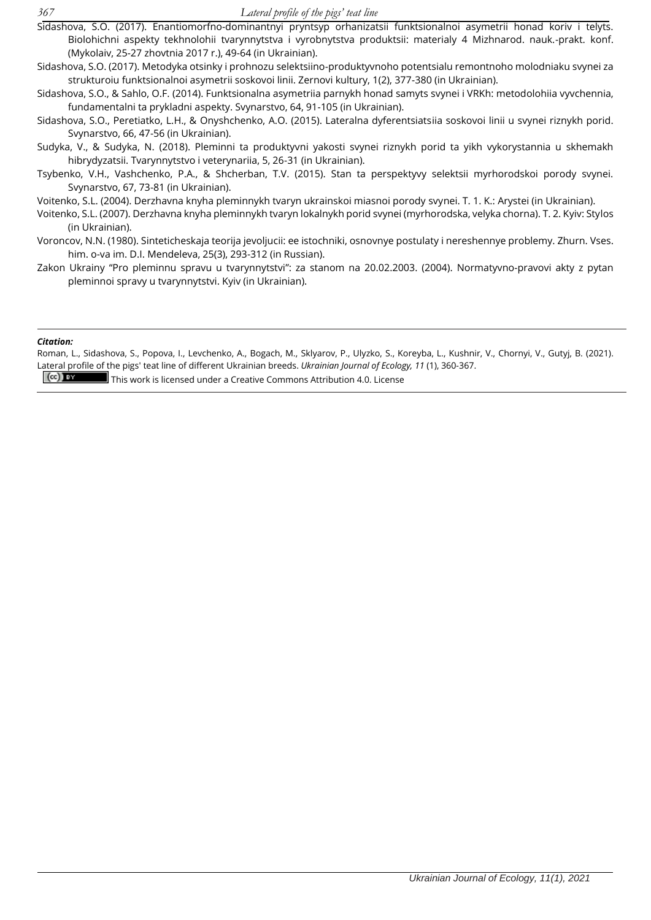Sidashova, S.O. (2017). Enantiomorfno-dominantnyi pryntsyp orhanizatsii funktsionalnoi asymetrii honad koriv i telyts. Biolohichni aspekty tekhnolohii tvarynnytstva i vyrobnytstva produktsii: materialy 4 Mizhnarod. nauk.-prakt. konf. (Mykolaiv, 25-27 zhovtnia 2017 r.), 49-64 (in Ukrainian).

Sidashova, S.O. (2017). Metodyka otsinky i prohnozu selektsiino-produktyvnoho potentsialu remontnoho molodniaku svynei za strukturoiu funktsionalnoi asymetrii soskovoi linii. Zernovi kultury, 1(2), 377-380 (in Ukrainian).

Sidashova, S.O., & Sahlo, O.F. (2014). Funktsionalna asymetriia parnykh honad samyts svynei i VRKh: metodolohiia vyvchennia, fundamentalni ta prykladni aspekty. Svynarstvo, 64, 91-105 (in Ukrainian).

Sidashova, S.O., Peretiatko, L.H., & Onyshchenko, A.O. (2015). Lateralna dyferentsiatsiia soskovoi linii u svynei riznykh porid. Svynarstvo, 66, 47-56 (in Ukrainian).

Sudyka, V., & Sudyka, N. (2018). Pleminni ta produktyvni yakosti svynei riznykh porid ta yikh vykorystannia u skhemakh hibrydyzatsii. Tvarynnytstvo i veterynariia, 5, 26-31 (in Ukrainian).

Tsybenko, V.H., Vashchenko, P.A., & Shcherban, T.V. (2015). Stan ta perspektyvy selektsii myrhorodskoi porody svynei. Svynarstvo, 67, 73-81 (in Ukrainian).

Voitenko, S.L. (2004). Derzhavna knyha pleminnykh tvaryn ukrainskoi miasnoi porody svynei. T. 1. K.: Arystei (in Ukrainian).

Voitenko, S.L. (2007). Derzhavna knyha pleminnykh tvaryn lokalnykh porid svynei (myrhorodska, velyka chorna). T. 2. Kyiv: Stylos (in Ukrainian).

Voroncov, N.N. (1980). Sinteticheskaja teorija jevoljucii: ee istochniki, osnovnye postulaty i nereshennye problemy. Zhurn. Vses. him. o-va im. D.I. Mendeleva, 25(3), 293-312 (in Russian).

Zakon Ukrainy "Pro pleminnu spravu u tvarynnytstvi": za stanom na 20.02.2003. (2004). Normatyvno-pravovi akty z pytan pleminnoi spravy u tvarynnytstvi. Kyiv (in Ukrainian).

***Citation:***

Roman, L., Sidashova, S., Popova, I., Levchenko, A., Bogach, M., Sklyarov, P., Ulyzko, S., Koreyba, L., Kushnir, V., Chornyi, V., Gutyj, B. (2021). Lateral profile of the pigs' teat line of different Ukrainian breeds. *Ukrainian Journal of Ecology, 11* (1), 360-367.

(cc) BY This work is licensed under a Creative Commons Attribution 4.0. License